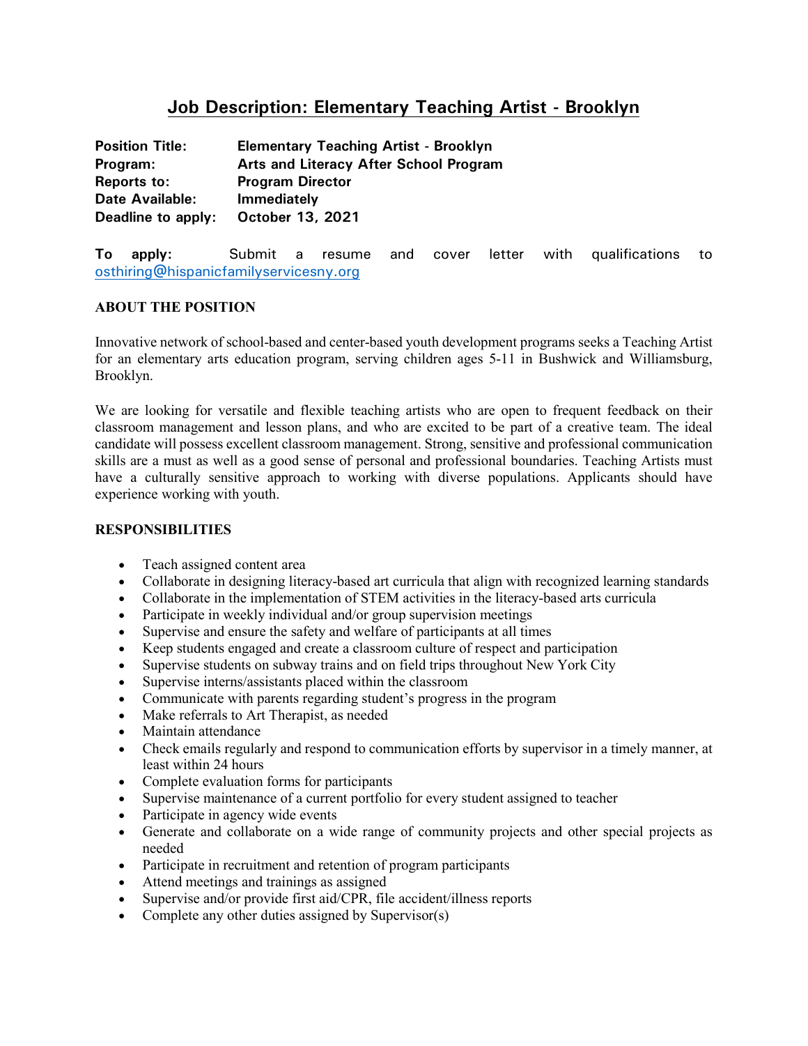# Job Description: Elementary Teaching Artist - Brooklyn

**Position Title:** **Elementary Teaching Artist - Brooklyn**
**Program:** **Arts and Literacy After School Program**
**Reports to:** **Program Director**
**Date Available:** **Immediately**
**Deadline to apply:** **October 13, 2021**

**To apply:** Submit a resume and cover letter with qualifications to osthiring@hispanicfamilyservicesny.org

## ABOUT THE POSITION

Innovative network of school-based and center-based youth development programs seeks a Teaching Artist for an elementary arts education program, serving children ages 5-11 in Bushwick and Williamsburg, Brooklyn.

We are looking for versatile and flexible teaching artists who are open to frequent feedback on their classroom management and lesson plans, and who are excited to be part of a creative team. The ideal candidate will possess excellent classroom management. Strong, sensitive and professional communication skills are a must as well as a good sense of personal and professional boundaries. Teaching Artists must have a culturally sensitive approach to working with diverse populations. Applicants should have experience working with youth.

## RESPONSIBILITIES

- Teach assigned content area
- Collaborate in designing literacy-based art curricula that align with recognized learning standards
- Collaborate in the implementation of STEM activities in the literacy-based arts curricula
- Participate in weekly individual and/or group supervision meetings
- Supervise and ensure the safety and welfare of participants at all times
- Keep students engaged and create a classroom culture of respect and participation
- Supervise students on subway trains and on field trips throughout New York City
- Supervise interns/assistants placed within the classroom
- Communicate with parents regarding student's progress in the program
- Make referrals to Art Therapist, as needed
- Maintain attendance
- Check emails regularly and respond to communication efforts by supervisor in a timely manner, at least within 24 hours
- Complete evaluation forms for participants
- Supervise maintenance of a current portfolio for every student assigned to teacher
- Participate in agency wide events
- Generate and collaborate on a wide range of community projects and other special projects as needed
- Participate in recruitment and retention of program participants
- Attend meetings and trainings as assigned
- Supervise and/or provide first aid/CPR, file accident/illness reports
- Complete any other duties assigned by Supervisor(s)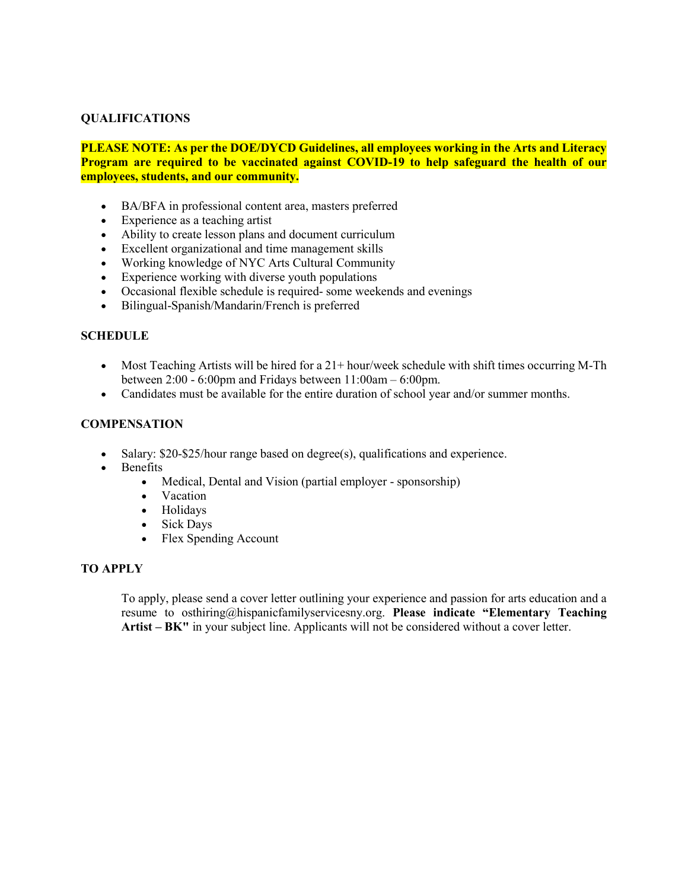## QUALIFICATIONS

**PLEASE NOTE: As per the DOE/DYCD Guidelines, all employees working in the Arts and Literacy Program are required to be vaccinated against COVID-19 to help safeguard the health of our employees, students, and our community.**

- BA/BFA in professional content area, masters preferred
- Experience as a teaching artist
- Ability to create lesson plans and document curriculum
- Excellent organizational and time management skills
- Working knowledge of NYC Arts Cultural Community
- Experience working with diverse youth populations
- Occasional flexible schedule is required- some weekends and evenings
- Bilingual-Spanish/Mandarin/French is preferred

## SCHEDULE

- Most Teaching Artists will be hired for a 21+ hour/week schedule with shift times occurring M-Th between 2:00 - 6:00pm and Fridays between 11:00am – 6:00pm.
- Candidates must be available for the entire duration of school year and/or summer months.

## COMPENSATION

- Salary: $20-$25/hour range based on degree(s), qualifications and experience.
- Benefits
    - Medical, Dental and Vision (partial employer - sponsorship)
    - Vacation
    - Holidays
    - Sick Days
    - Flex Spending Account

## TO APPLY

To apply, please send a cover letter outlining your experience and passion for arts education and a resume to osthiring@hispanicfamilyservicesny.org. **Please indicate "Elementary Teaching Artist – BK"** in your subject line. Applicants will not be considered without a cover letter.